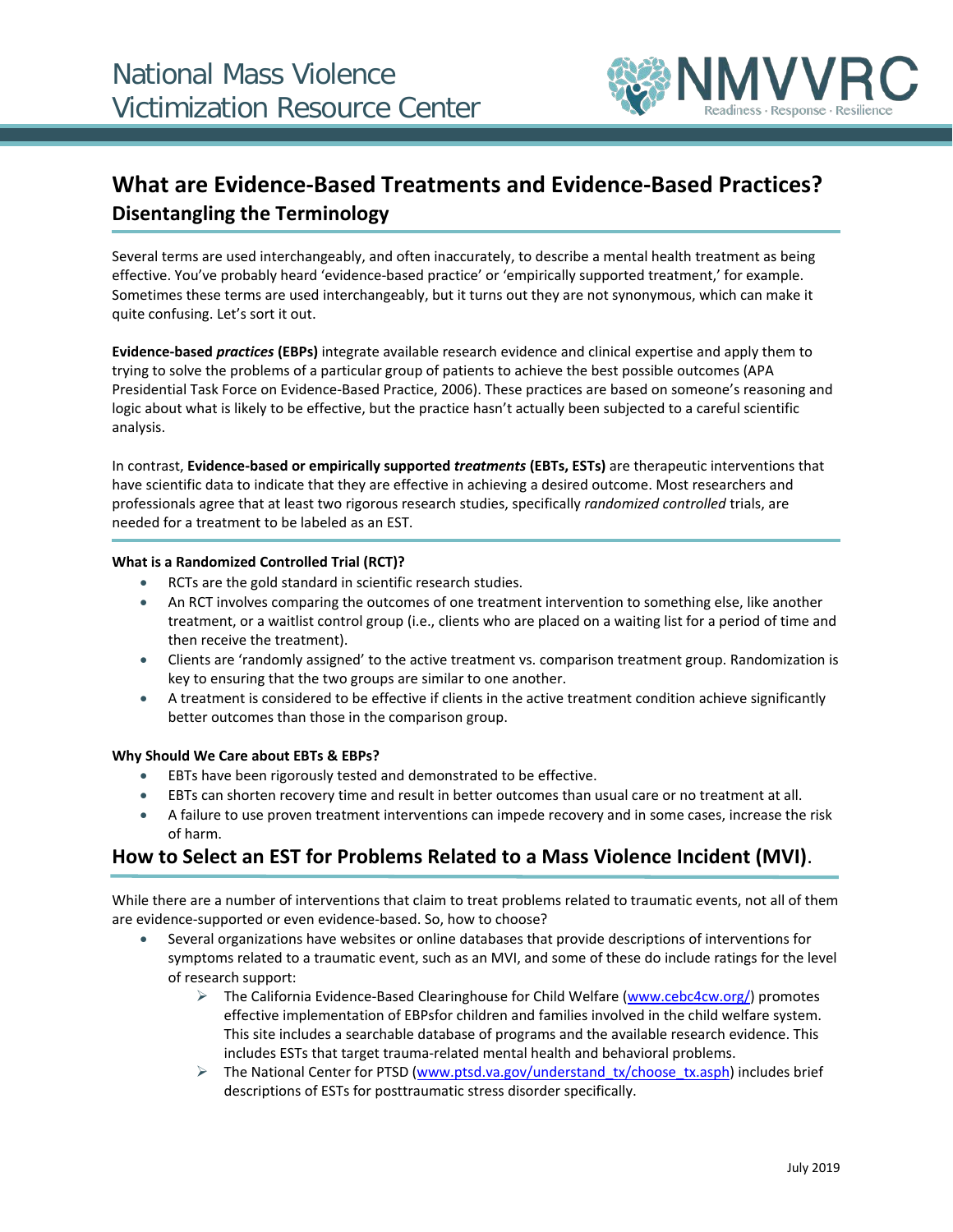National Mass Violence Victimization Resource Center

NMVVRC
Readiness · Response · Resilience

# What are Evidence-Based Treatments and Evidence-Based Practices?

## Disentangling the Terminology

Several terms are used interchangeably, and often inaccurately, to describe a mental health treatment as being effective. You've probably heard 'evidence-based practice' or 'empirically supported treatment,' for example. Sometimes these terms are used interchangeably, but it turns out they are not synonymous, which can make it quite confusing. Let's sort it out.

**Evidence-based *practices* (EBPs)** integrate available research evidence and clinical expertise and apply them to trying to solve the problems of a particular group of patients to achieve the best possible outcomes (APA Presidential Task Force on Evidence-Based Practice, 2006). These practices are based on someone's reasoning and logic about what is likely to be effective, but the practice hasn't actually been subjected to a careful scientific analysis.

In contrast, **Evidence-based or empirically supported *treatments* (EBTs, ESTs)** are therapeutic interventions that have scientific data to indicate that they are effective in achieving a desired outcome. Most researchers and professionals agree that at least two rigorous research studies, specifically *randomized controlled* trials, are needed for a treatment to be labeled as an EST.

#### What is a Randomized Controlled Trial (RCT)?

- RCTs are the gold standard in scientific research studies.
- An RCT involves comparing the outcomes of one treatment intervention to something else, like another treatment, or a waitlist control group (i.e., clients who are placed on a waiting list for a period of time and then receive the treatment).
- Clients are 'randomly assigned' to the active treatment vs. comparison treatment group. Randomization is key to ensuring that the two groups are similar to one another.
- A treatment is considered to be effective if clients in the active treatment condition achieve significantly better outcomes than those in the comparison group.

#### Why Should We Care about EBTs & EBPs?

- EBTs have been rigorously tested and demonstrated to be effective.
- EBTs can shorten recovery time and result in better outcomes than usual care or no treatment at all.
- A failure to use proven treatment interventions can impede recovery and in some cases, increase the risk of harm.

## How to Select an EST for Problems Related to a Mass Violence Incident (MVI).

While there are a number of interventions that claim to treat problems related to traumatic events, not all of them are evidence-supported or even evidence-based. So, how to choose?

- Several organizations have websites or online databases that provide descriptions of interventions for symptoms related to a traumatic event, such as an MVI, and some of these do include ratings for the level of research support:
  - The California Evidence-Based Clearinghouse for Child Welfare (www.cebc4cw.org/) promotes effective implementation of EBPsfor children and families involved in the child welfare system. This site includes a searchable database of programs and the available research evidence. This includes ESTs that target trauma-related mental health and behavioral problems.
  - The National Center for PTSD (www.ptsd.va.gov/understand_tx/choose_tx.asph) includes brief descriptions of ESTs for posttraumatic stress disorder specifically.

July 2019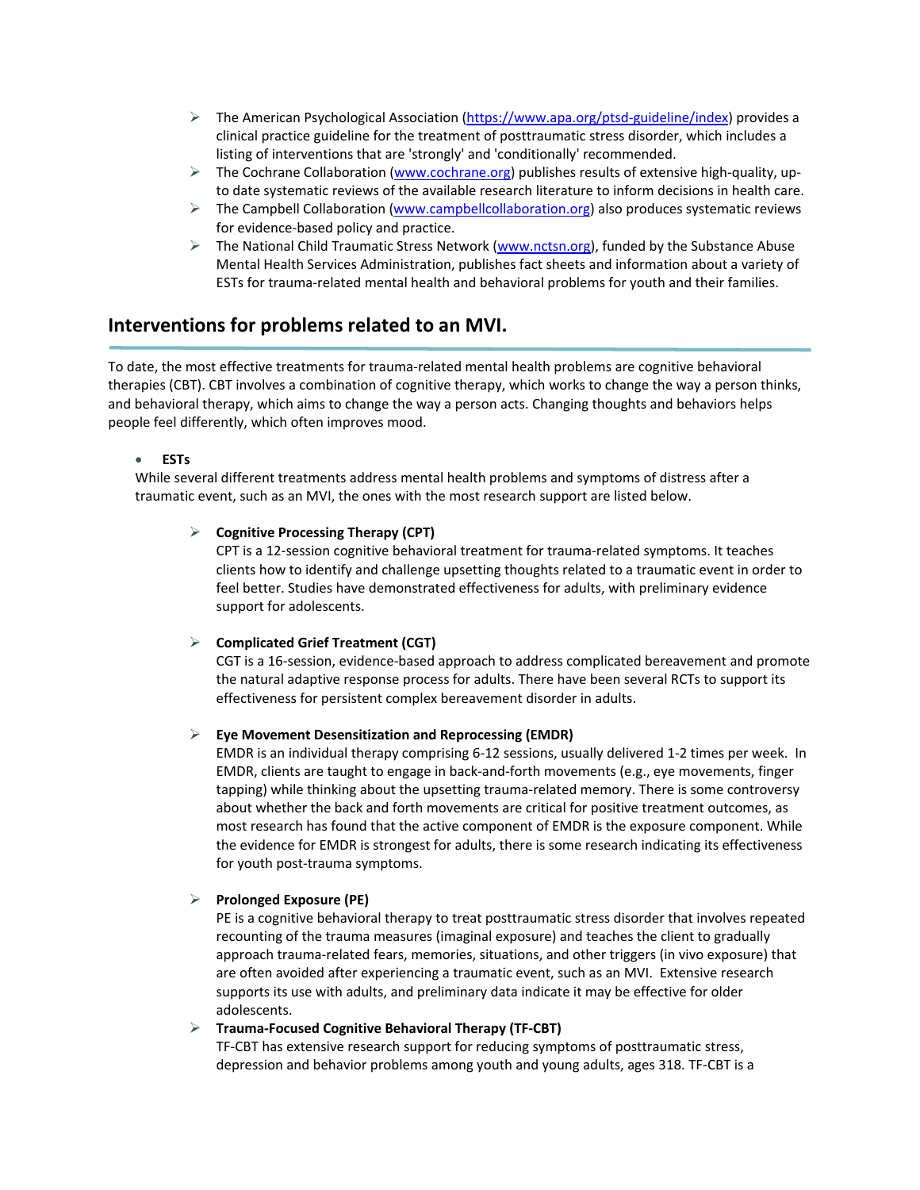- The American Psychological Association (https://www.apa.org/ptsd-guideline/index) provides a clinical practice guideline for the treatment of posttraumatic stress disorder, which includes a listing of interventions that are 'strongly' and 'conditionally' recommended.
- The Cochrane Collaboration (www.cochrane.org) publishes results of extensive high-quality, up-to date systematic reviews of the available research literature to inform decisions in health care.
- The Campbell Collaboration (www.campbellcollaboration.org) also produces systematic reviews for evidence-based policy and practice.
- The National Child Traumatic Stress Network (www.nctsn.org), funded by the Substance Abuse Mental Health Services Administration, publishes fact sheets and information about a variety of ESTs for trauma-related mental health and behavioral problems for youth and their families.

## Interventions for problems related to an MVI.

To date, the most effective treatments for trauma-related mental health problems are cognitive behavioral therapies (CBT). CBT involves a combination of cognitive therapy, which works to change the way a person thinks, and behavioral therapy, which aims to change the way a person acts. Changing thoughts and behaviors helps people feel differently, which often improves mood.

- **ESTs**

While several different treatments address mental health problems and symptoms of distress after a traumatic event, such as an MVI, the ones with the most research support are listed below.

- **Cognitive Processing Therapy (CPT)**
  CPT is a 12-session cognitive behavioral treatment for trauma-related symptoms. It teaches clients how to identify and challenge upsetting thoughts related to a traumatic event in order to feel better. Studies have demonstrated effectiveness for adults, with preliminary evidence support for adolescents.

- **Complicated Grief Treatment (CGT)**
  CGT is a 16-session, evidence-based approach to address complicated bereavement and promote the natural adaptive response process for adults. There have been several RCTs to support its effectiveness for persistent complex bereavement disorder in adults.

- **Eye Movement Desensitization and Reprocessing (EMDR)**
  EMDR is an individual therapy comprising 6-12 sessions, usually delivered 1-2 times per week. In EMDR, clients are taught to engage in back-and-forth movements (e.g., eye movements, finger tapping) while thinking about the upsetting trauma-related memory. There is some controversy about whether the back and forth movements are critical for positive treatment outcomes, as most research has found that the active component of EMDR is the exposure component. While the evidence for EMDR is strongest for adults, there is some research indicating its effectiveness for youth post-trauma symptoms.

- **Prolonged Exposure (PE)**
  PE is a cognitive behavioral therapy to treat posttraumatic stress disorder that involves repeated recounting of the trauma measures (imaginal exposure) and teaches the client to gradually approach trauma-related fears, memories, situations, and other triggers (in vivo exposure) that are often avoided after experiencing a traumatic event, such as an MVI. Extensive research supports its use with adults, and preliminary data indicate it may be effective for older adolescents.

- **Trauma-Focused Cognitive Behavioral Therapy (TF-CBT)**
  TF-CBT has extensive research support for reducing symptoms of posttraumatic stress, depression and behavior problems among youth and young adults, ages 318. TF-CBT is a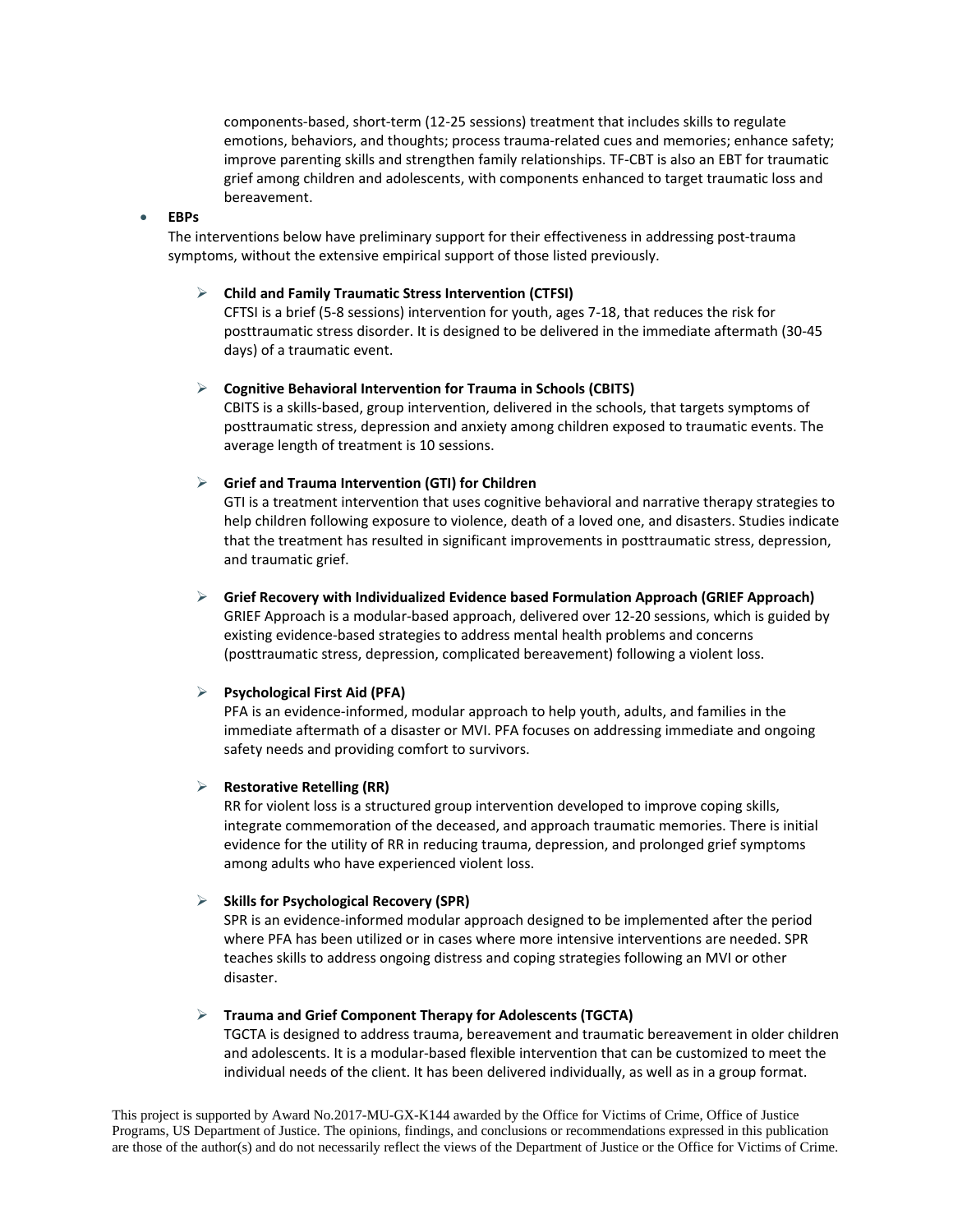components-based, short-term (12-25 sessions) treatment that includes skills to regulate emotions, behaviors, and thoughts; process trauma-related cues and memories; enhance safety; improve parenting skills and strengthen family relationships. TF-CBT is also an EBT for traumatic grief among children and adolescents, with components enhanced to target traumatic loss and bereavement.

- **EBPs**

  The interventions below have preliminary support for their effectiveness in addressing post-trauma symptoms, without the extensive empirical support of those listed previously.

  - **Child and Family Traumatic Stress Intervention (CTFSI)**

    CFTSI is a brief (5-8 sessions) intervention for youth, ages 7-18, that reduces the risk for posttraumatic stress disorder. It is designed to be delivered in the immediate aftermath (30-45 days) of a traumatic event.

  - **Cognitive Behavioral Intervention for Trauma in Schools (CBITS)**

    CBITS is a skills-based, group intervention, delivered in the schools, that targets symptoms of posttraumatic stress, depression and anxiety among children exposed to traumatic events. The average length of treatment is 10 sessions.

  - **Grief and Trauma Intervention (GTI) for Children**

    GTI is a treatment intervention that uses cognitive behavioral and narrative therapy strategies to help children following exposure to violence, death of a loved one, and disasters. Studies indicate that the treatment has resulted in significant improvements in posttraumatic stress, depression, and traumatic grief.

  - **Grief Recovery with Individualized Evidence based Formulation Approach (GRIEF Approach)**

    GRIEF Approach is a modular-based approach, delivered over 12-20 sessions, which is guided by existing evidence-based strategies to address mental health problems and concerns (posttraumatic stress, depression, complicated bereavement) following a violent loss.

  - **Psychological First Aid (PFA)**

    PFA is an evidence-informed, modular approach to help youth, adults, and families in the immediate aftermath of a disaster or MVI. PFA focuses on addressing immediate and ongoing safety needs and providing comfort to survivors.

  - **Restorative Retelling (RR)**

    RR for violent loss is a structured group intervention developed to improve coping skills, integrate commemoration of the deceased, and approach traumatic memories. There is initial evidence for the utility of RR in reducing trauma, depression, and prolonged grief symptoms among adults who have experienced violent loss.

  - **Skills for Psychological Recovery (SPR)**

    SPR is an evidence-informed modular approach designed to be implemented after the period where PFA has been utilized or in cases where more intensive interventions are needed. SPR teaches skills to address ongoing distress and coping strategies following an MVI or other disaster.

  - **Trauma and Grief Component Therapy for Adolescents (TGCTA)**

    TGCTA is designed to address trauma, bereavement and traumatic bereavement in older children and adolescents. It is a modular-based flexible intervention that can be customized to meet the individual needs of the client. It has been delivered individually, as well as in a group format.

This project is supported by Award No.2017-MU-GX-K144 awarded by the Office for Victims of Crime, Office of Justice Programs, US Department of Justice. The opinions, findings, and conclusions or recommendations expressed in this publication are those of the author(s) and do not necessarily reflect the views of the Department of Justice or the Office for Victims of Crime.